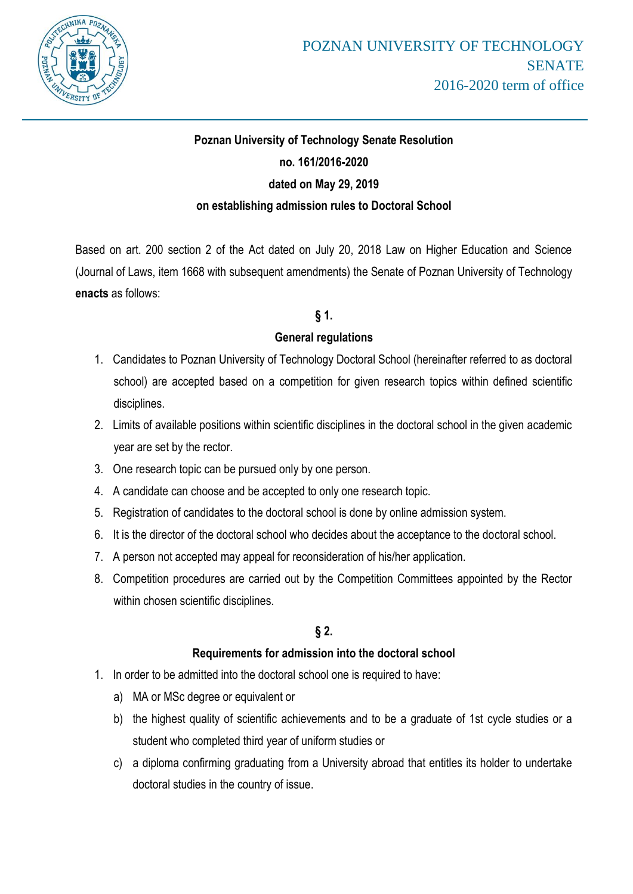POZNAN UNIVERSITY OF TECHNOLOGY
SENATE
2016-2020 term of office

**Poznan University of Technology Senate Resolution**
**no. 161/2016-2020**
**dated on May 29, 2019**
**on establishing admission rules to Doctoral School**

Based on art. 200 section 2 of the Act dated on July 20, 2018 Law on Higher Education and Science (Journal of Laws, item 1668 with subsequent amendments) the Senate of Poznan University of Technology **enacts** as follows:

## § 1.
## General regulations

1. Candidates to Poznan University of Technology Doctoral School (hereinafter referred to as doctoral school) are accepted based on a competition for given research topics within defined scientific disciplines.
2. Limits of available positions within scientific disciplines in the doctoral school in the given academic year are set by the rector.
3. One research topic can be pursued only by one person.
4. A candidate can choose and be accepted to only one research topic.
5. Registration of candidates to the doctoral school is done by online admission system.
6. It is the director of the doctoral school who decides about the acceptance to the doctoral school.
7. A person not accepted may appeal for reconsideration of his/her application.
8. Competition procedures are carried out by the Competition Committees appointed by the Rector within chosen scientific disciplines.

## § 2.
## Requirements for admission into the doctoral school

1. In order to be admitted into the doctoral school one is required to have:
   a) MA or MSc degree or equivalent or
   b) the highest quality of scientific achievements and to be a graduate of 1st cycle studies or a student who completed third year of uniform studies or
   c) a diploma confirming graduating from a University abroad that entitles its holder to undertake doctoral studies in the country of issue.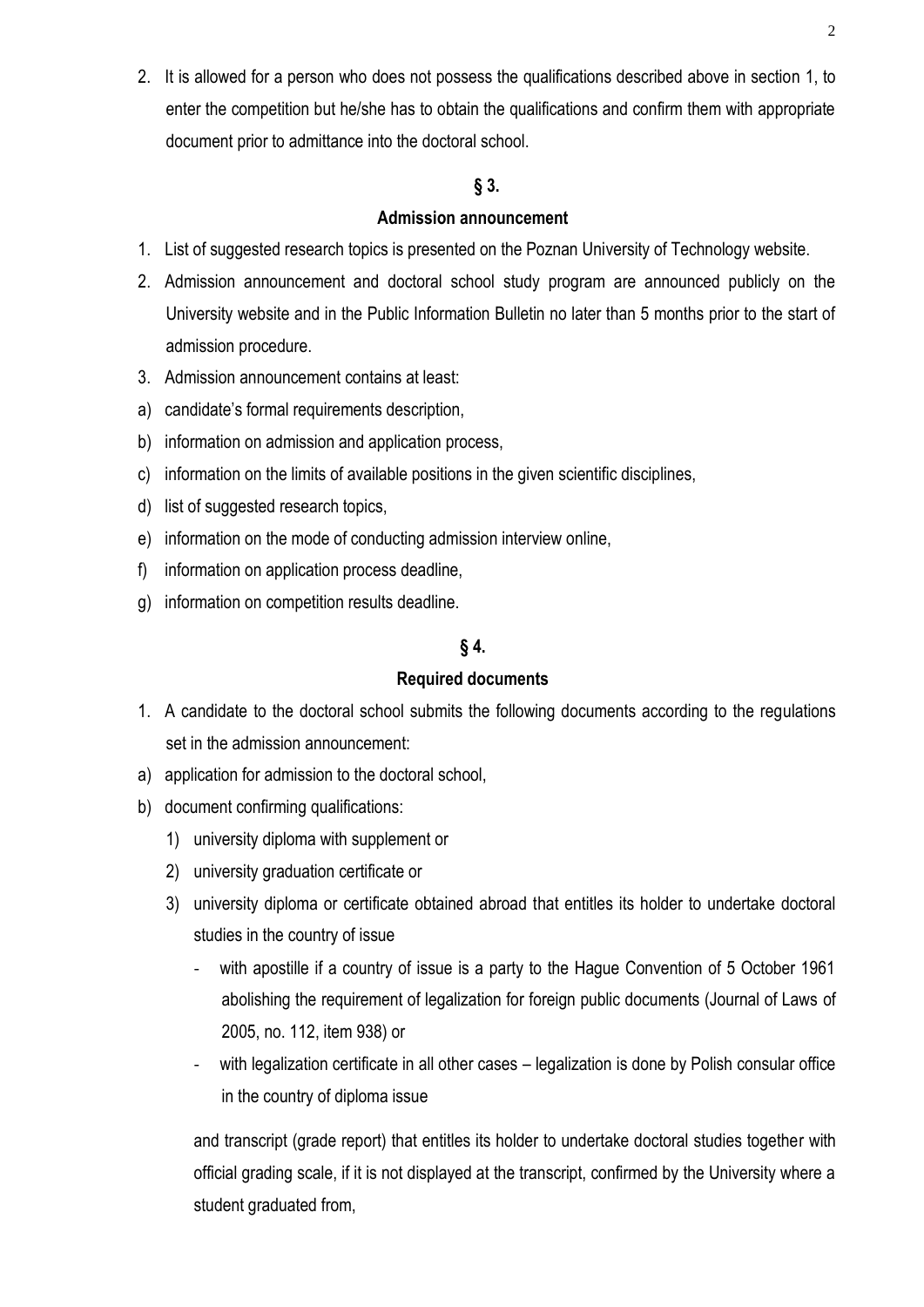2. It is allowed for a person who does not possess the qualifications described above in section 1, to enter the competition but he/she has to obtain the qualifications and confirm them with appropriate document prior to admittance into the doctoral school.

## § 3.

## Admission announcement

1. List of suggested research topics is presented on the Poznan University of Technology website.
2. Admission announcement and doctoral school study program are announced publicly on the University website and in the Public Information Bulletin no later than 5 months prior to the start of admission procedure.
3. Admission announcement contains at least:

a) candidate's formal requirements description,

b) information on admission and application process,

c) information on the limits of available positions in the given scientific disciplines,

d) list of suggested research topics,

e) information on the mode of conducting admission interview online,

f) information on application process deadline,

g) information on competition results deadline.

## § 4.

## Required documents

1. A candidate to the doctoral school submits the following documents according to the regulations set in the admission announcement:

a) application for admission to the doctoral school,

b) document confirming qualifications:

   1) university diploma with supplement or
   2) university graduation certificate or
   3) university diploma or certificate obtained abroad that entitles its holder to undertake doctoral studies in the country of issue
      - with apostille if a country of issue is a party to the Hague Convention of 5 October 1961 abolishing the requirement of legalization for foreign public documents (Journal of Laws of 2005, no. 112, item 938) or
      - with legalization certificate in all other cases – legalization is done by Polish consular office in the country of diploma issue

   and transcript (grade report) that entitles its holder to undertake doctoral studies together with official grading scale, if it is not displayed at the transcript, confirmed by the University where a student graduated from,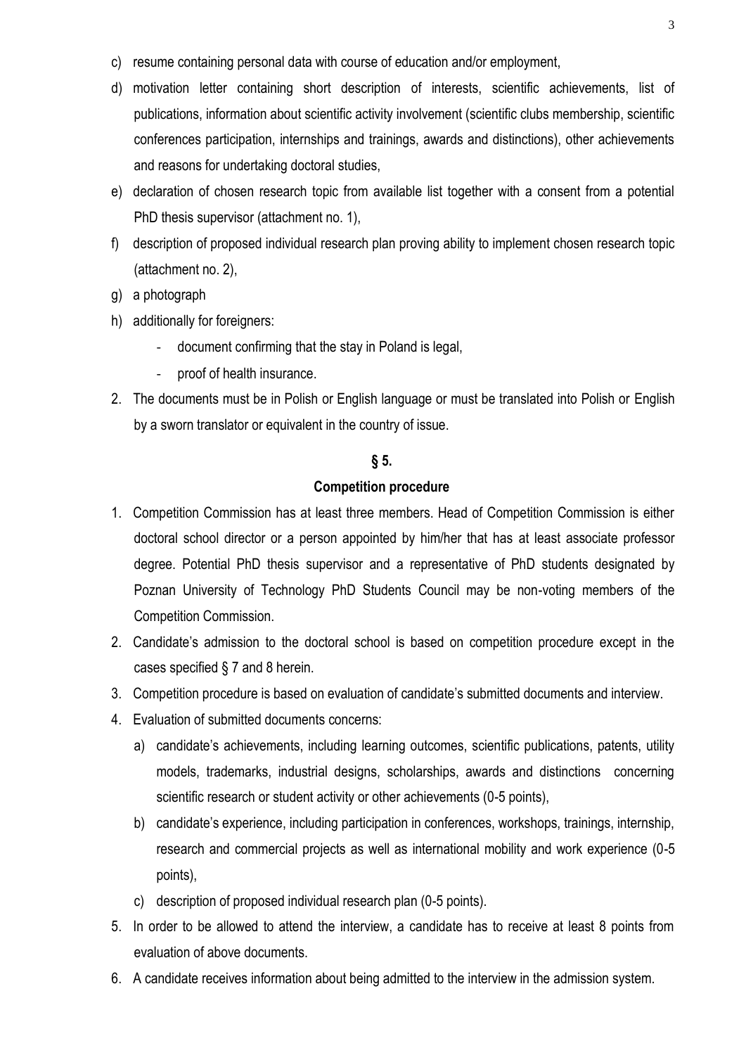c) resume containing personal data with course of education and/or employment,

d) motivation letter containing short description of interests, scientific achievements, list of publications, information about scientific activity involvement (scientific clubs membership, scientific conferences participation, internships and trainings, awards and distinctions), other achievements and reasons for undertaking doctoral studies,

e) declaration of chosen research topic from available list together with a consent from a potential PhD thesis supervisor (attachment no. 1),

f) description of proposed individual research plan proving ability to implement chosen research topic (attachment no. 2),

g) a photograph

h) additionally for foreigners:
   - document confirming that the stay in Poland is legal,
   - proof of health insurance.

2. The documents must be in Polish or English language or must be translated into Polish or English by a sworn translator or equivalent in the country of issue.

## § 5.

## Competition procedure

1. Competition Commission has at least three members. Head of Competition Commission is either doctoral school director or a person appointed by him/her that has at least associate professor degree. Potential PhD thesis supervisor and a representative of PhD students designated by Poznan University of Technology PhD Students Council may be non-voting members of the Competition Commission.
2. Candidate's admission to the doctoral school is based on competition procedure except in the cases specified § 7 and 8 herein.
3. Competition procedure is based on evaluation of candidate's submitted documents and interview.
4. Evaluation of submitted documents concerns:
   a) candidate's achievements, including learning outcomes, scientific publications, patents, utility models, trademarks, industrial designs, scholarships, awards and distinctions concerning scientific research or student activity or other achievements (0-5 points),
   b) candidate's experience, including participation in conferences, workshops, trainings, internship, research and commercial projects as well as international mobility and work experience (0-5 points),
   c) description of proposed individual research plan (0-5 points).
5. In order to be allowed to attend the interview, a candidate has to receive at least 8 points from evaluation of above documents.
6. A candidate receives information about being admitted to the interview in the admission system.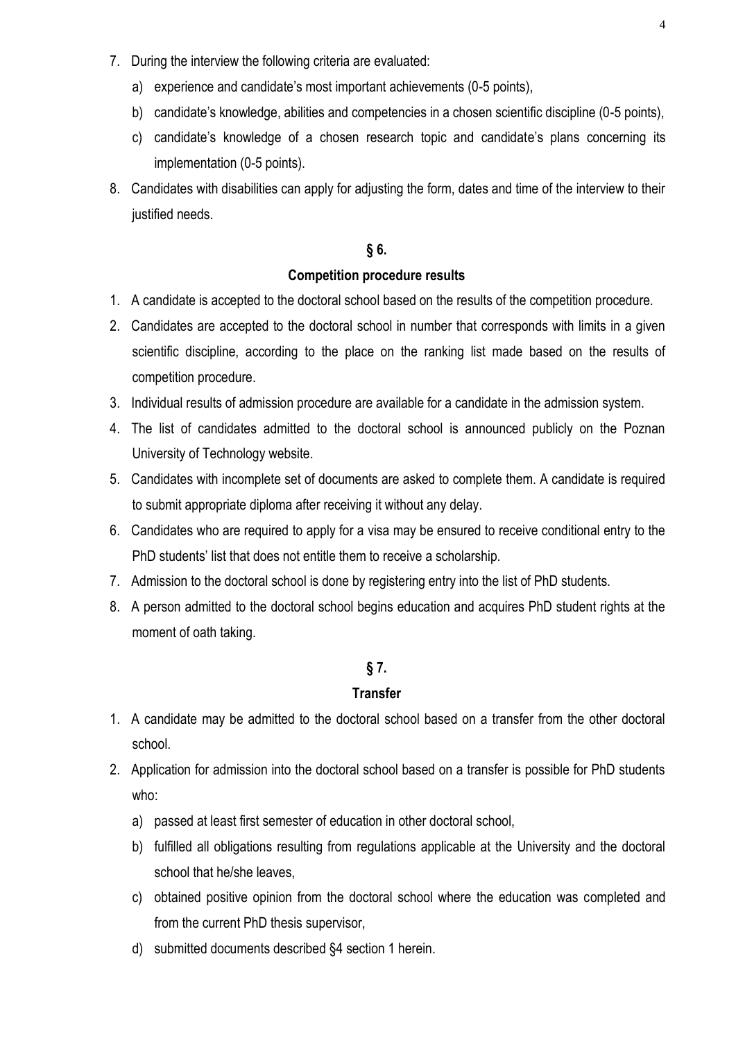7. During the interview the following criteria are evaluated:
   a) experience and candidate's most important achievements (0-5 points),
   b) candidate's knowledge, abilities and competencies in a chosen scientific discipline (0-5 points),
   c) candidate's knowledge of a chosen research topic and candidate's plans concerning its implementation (0-5 points).
8. Candidates with disabilities can apply for adjusting the form, dates and time of the interview to their justified needs.

## § 6.

## Competition procedure results

1. A candidate is accepted to the doctoral school based on the results of the competition procedure.
2. Candidates are accepted to the doctoral school in number that corresponds with limits in a given scientific discipline, according to the place on the ranking list made based on the results of competition procedure.
3. Individual results of admission procedure are available for a candidate in the admission system.
4. The list of candidates admitted to the doctoral school is announced publicly on the Poznan University of Technology website.
5. Candidates with incomplete set of documents are asked to complete them. A candidate is required to submit appropriate diploma after receiving it without any delay.
6. Candidates who are required to apply for a visa may be ensured to receive conditional entry to the PhD students' list that does not entitle them to receive a scholarship.
7. Admission to the doctoral school is done by registering entry into the list of PhD students.
8. A person admitted to the doctoral school begins education and acquires PhD student rights at the moment of oath taking.

## § 7.

## Transfer

1. A candidate may be admitted to the doctoral school based on a transfer from the other doctoral school.
2. Application for admission into the doctoral school based on a transfer is possible for PhD students who:
   a) passed at least first semester of education in other doctoral school,
   b) fulfilled all obligations resulting from regulations applicable at the University and the doctoral school that he/she leaves,
   c) obtained positive opinion from the doctoral school where the education was completed and from the current PhD thesis supervisor,
   d) submitted documents described §4 section 1 herein.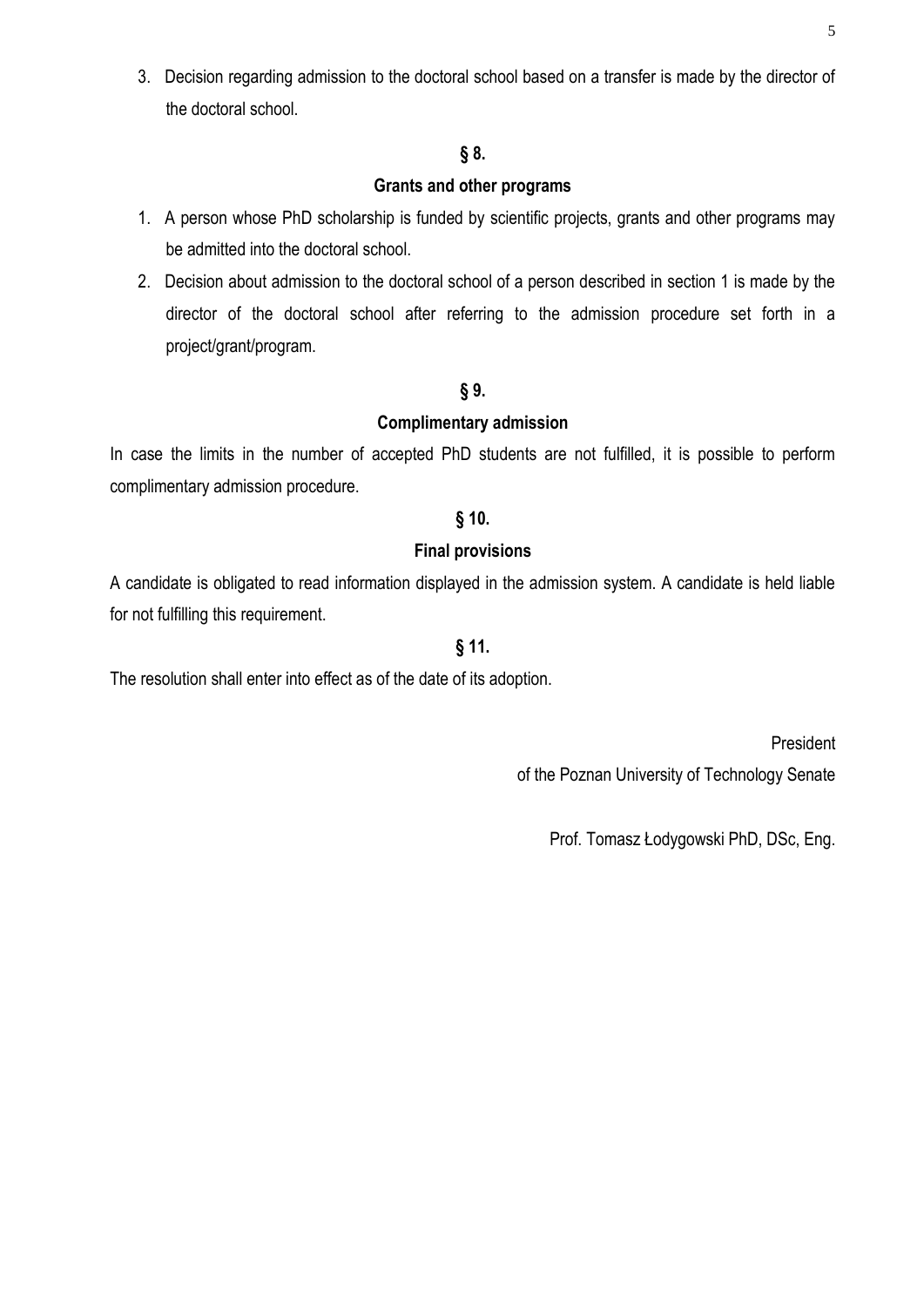3. Decision regarding admission to the doctoral school based on a transfer is made by the director of the doctoral school.

## § 8.

## Grants and other programs

1. A person whose PhD scholarship is funded by scientific projects, grants and other programs may be admitted into the doctoral school.
2. Decision about admission to the doctoral school of a person described in section 1 is made by the director of the doctoral school after referring to the admission procedure set forth in a project/grant/program.

## § 9.

## Complimentary admission

In case the limits in the number of accepted PhD students are not fulfilled, it is possible to perform complimentary admission procedure.

## § 10.

## Final provisions

A candidate is obligated to read information displayed in the admission system. A candidate is held liable for not fulfilling this requirement.

## § 11.

The resolution shall enter into effect as of the date of its adoption.

President
of the Poznan University of Technology Senate

Prof. Tomasz Łodygowski PhD, DSc, Eng.